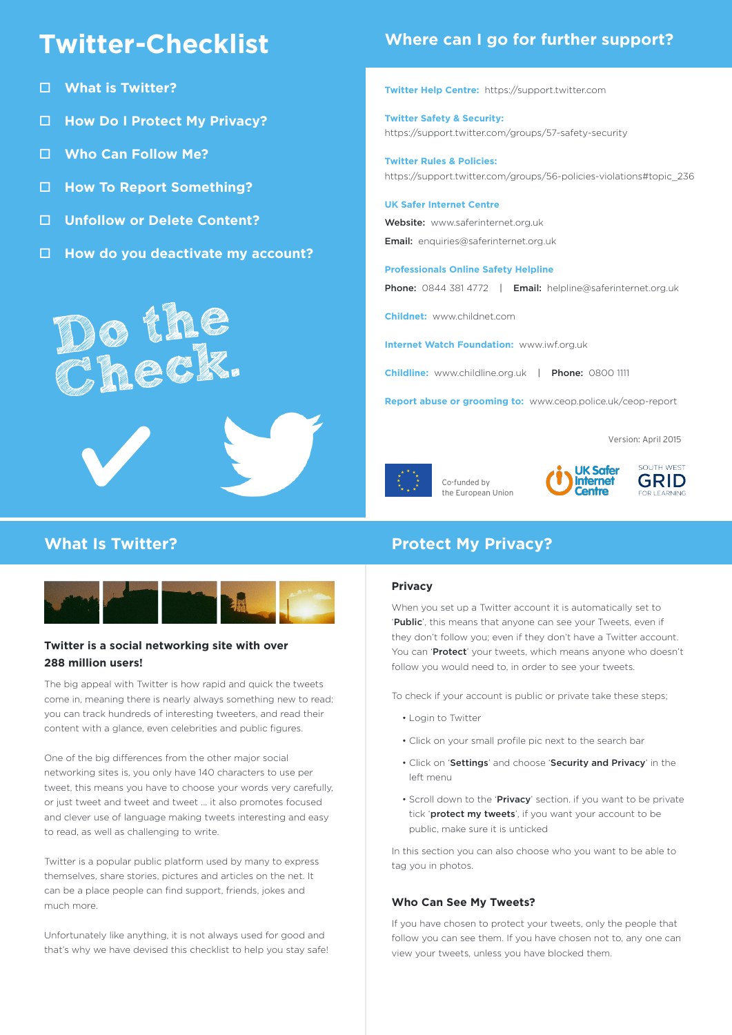# Twitter-Checklist

- ☐ **What is Twitter?**
- ☐ **How Do I Protect My Privacy?**
- ☐ **Who Can Follow Me?**
- ☐ **How To Report Something?**
- ☐ **Unfollow or Delete Content?**
- ☐ **How do you deactivate my account?**

Do the Check.

## Where can I go for further support?

**Twitter Help Centre:** https://support.twitter.com

**Twitter Safety & Security:**
https://support.twitter.com/groups/57-safety-security

**Twitter Rules & Policies:**
https://support.twitter.com/groups/56-policies-violations#topic_236

**UK Safer Internet Centre**
**Website:** www.saferinternet.org.uk
**Email:** enquiries@saferinternet.org.uk

**Professionals Online Safety Helpline**
**Phone:** 0844 381 4772 | **Email:** helpline@saferinternet.org.uk

**Childnet:** www.childnet.com

**Internet Watch Foundation:** www.iwf.org.uk

**Childline:** www.childline.org.uk | **Phone:** 0800 1111

**Report abuse or grooming to:** www.ceop.police.uk/ceop-report

Version: April 2015

Co-funded by the European Union

UK Safer Internet Centre

SOUTH WEST GRID FOR LEARNING

## What Is Twitter?

**Twitter is a social networking site with over 288 million users!**

The big appeal with Twitter is how rapid and quick the tweets come in, meaning there is nearly always something new to read: you can track hundreds of interesting tweeters, and read their content with a glance, even celebrities and public figures.

One of the big differences from the other major social networking sites is, you only have 140 characters to use per tweet, this means you have to choose your words very carefully, or just tweet and tweet and tweet ... it also promotes focused and clever use of language making tweets interesting and easy to read, as well as challenging to write.

Twitter is a popular public platform used by many to express themselves, share stories, pictures and articles on the net. It can be a place people can find support, friends, jokes and much more.

Unfortunately like anything, it is not always used for good and that's why we have devised this checklist to help you stay safe!

## Protect My Privacy?

### Privacy

When you set up a Twitter account it is automatically set to '**Public**', this means that anyone can see your Tweets, even if they don't follow you; even if they don't have a Twitter account. You can '**Protect**' your tweets, which means anyone who doesn't follow you would need to, in order to see your tweets.

To check if your account is public or private take these steps;

- Login to Twitter
- Click on your small profile pic next to the search bar
- Click on '**Settings**' and choose '**Security and Privacy**' in the left menu
- Scroll down to the '**Privacy**' section. if you want to be private tick '**protect my tweets**', if you want your account to be public, make sure it is unticked

In this section you can also choose who you want to be able to tag you in photos.

### Who Can See My Tweets?

If you have chosen to protect your tweets, only the people that follow you can see them. If you have chosen not to, any one can view your tweets, unless you have blocked them.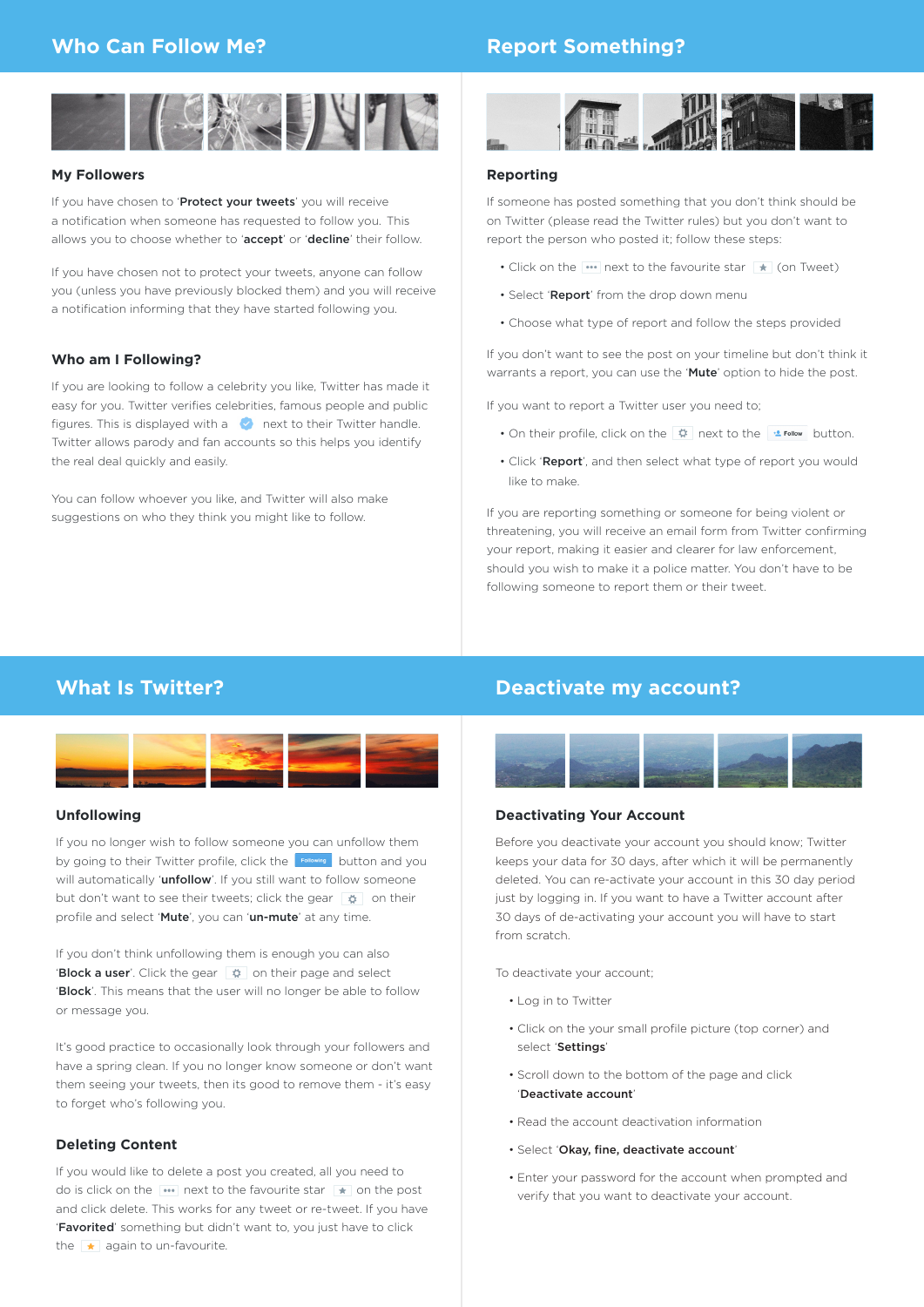## Who Can Follow Me?

### My Followers

If you have chosen to '**Protect your tweets**' you will receive a notification when someone has requested to follow you. This allows you to choose whether to '**accept**' or '**decline**' their follow.

If you have chosen not to protect your tweets, anyone can follow you (unless you have previously blocked them) and you will receive a notification informing that they have started following you.

### Who am I Following?

If you are looking to follow a celebrity you like, Twitter has made it easy for you. Twitter verifies celebrities, famous people and public figures. This is displayed with a ✓ next to their Twitter handle. Twitter allows parody and fan accounts so this helps you identify the real deal quickly and easily.

You can follow whoever you like, and Twitter will also make suggestions on who they think you might like to follow.

## Report Something?

### Reporting

If someone has posted something that you don't think should be on Twitter (please read the Twitter rules) but you don't want to report the person who posted it; follow these steps:

- Click on the ••• next to the favourite star ★ (on Tweet)
- Select '**Report**' from the drop down menu
- Choose what type of report and follow the steps provided

If you don't want to see the post on your timeline but don't think it warrants a report, you can use the '**Mute**' option to hide the post.

If you want to report a Twitter user you need to;

- On their profile, click on the ⚙ next to the Follow button.
- Click '**Report**', and then select what type of report you would like to make.

If you are reporting something or someone for being violent or threatening, you will receive an email form from Twitter confirming your report, making it easier and clearer for law enforcement, should you wish to make it a police matter. You don't have to be following someone to report them or their tweet.

## What Is Twitter?

### Unfollowing

If you no longer wish to follow someone you can unfollow them by going to their Twitter profile, click the Following button and you will automatically '**unfollow**'. If you still want to follow someone but don't want to see their tweets; click the gear ⚙ on their profile and select '**Mute**', you can '**un-mute**' at any time.

If you don't think unfollowing them is enough you can also '**Block a user**'. Click the gear ⚙ on their page and select '**Block**'. This means that the user will no longer be able to follow or message you.

It's good practice to occasionally look through your followers and have a spring clean. If you no longer know someone or don't want them seeing your tweets, then its good to remove them - it's easy to forget who's following you.

### Deleting Content

If you would like to delete a post you created, all you need to do is click on the ••• next to the favourite star ★ on the post and click delete. This works for any tweet or re-tweet. If you have '**Favorited**' something but didn't want to, you just have to click the ★ again to un-favourite.

## Deactivate my account?

### Deactivating Your Account

Before you deactivate your account you should know; Twitter keeps your data for 30 days, after which it will be permanently deleted. You can re-activate your account in this 30 day period just by logging in. If you want to have a Twitter account after 30 days of de-activating your account you will have to start from scratch.

To deactivate your account;

- Log in to Twitter
- Click on the your small profile picture (top corner) and select '**Settings**'
- Scroll down to the bottom of the page and click '**Deactivate account**'
- Read the account deactivation information
- Select '**Okay, fine, deactivate account**'
- Enter your password for the account when prompted and verify that you want to deactivate your account.